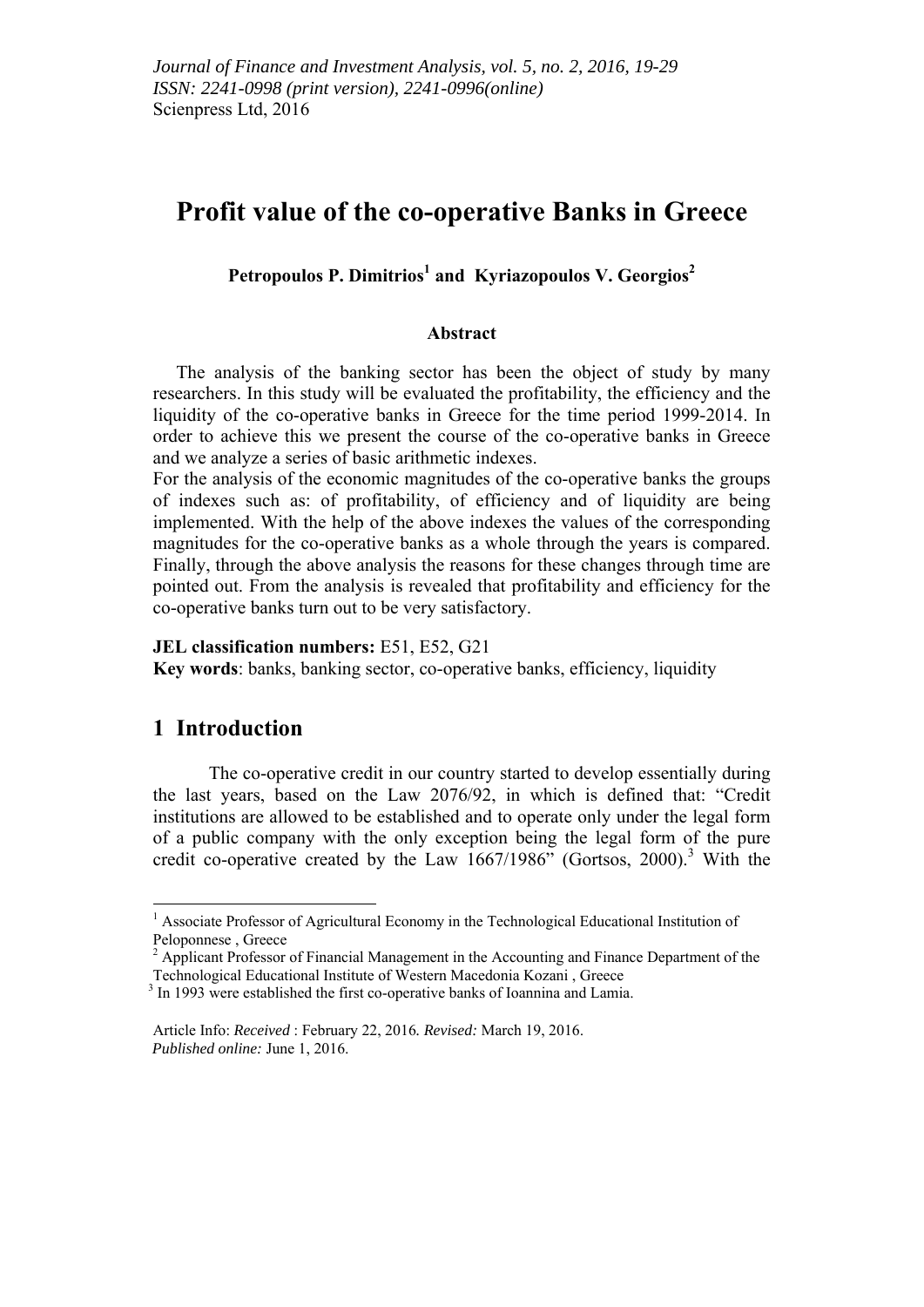# Profit value of the co-operative Banks in Greece

**Petropoulos P. Dimitrios[1] and Kyriazopoulos V. Georgios[2]**

### Abstract

The analysis of the banking sector has been the object of study by many researchers. In this study will be evaluated the profitability, the efficiency and the liquidity of the co-operative banks in Greece for the time period 1999-2014. In order to achieve this we present the course of the co-operative banks in Greece and we analyze a series of basic arithmetic indexes.
For the analysis of the economic magnitudes of the co-operative banks the groups of indexes such as: of profitability, of efficiency and of liquidity are being implemented. With the help of the above indexes the values of the corresponding magnitudes for the co-operative banks as a whole through the years is compared. Finally, through the above analysis the reasons for these changes through time are pointed out. From the analysis is revealed that profitability and efficiency for the co-operative banks turn out to be very satisfactory.

**JEL classification numbers:** E51, E52, G21
**Key words**: banks, banking sector, co-operative banks, efficiency, liquidity

## 1 Introduction

The co-operative credit in our country started to develop essentially during the last years, based on the Law 2076/92, in which is defined that: "Credit institutions are allowed to be established and to operate only under the legal form of a public company with the only exception being the legal form of the pure credit co-operative created by the Law 1667/1986" (Gortsos, 2000).[3] With the

---

[1] Associate Professor of Agricultural Economy in the Technological Educational Institution of Peloponnese , Greece

[2] Applicant Professor of Financial Management in the Accounting and Finance Department of the Technological Educational Institute of Western Macedonia Kozani , Greece

[3] In 1993 were established the first co-operative banks of Ioannina and Lamia.

Article Info: *Received* : February 22, 2016*. Revised:* March 19, 2016.
*Published online:* June 1, 2016.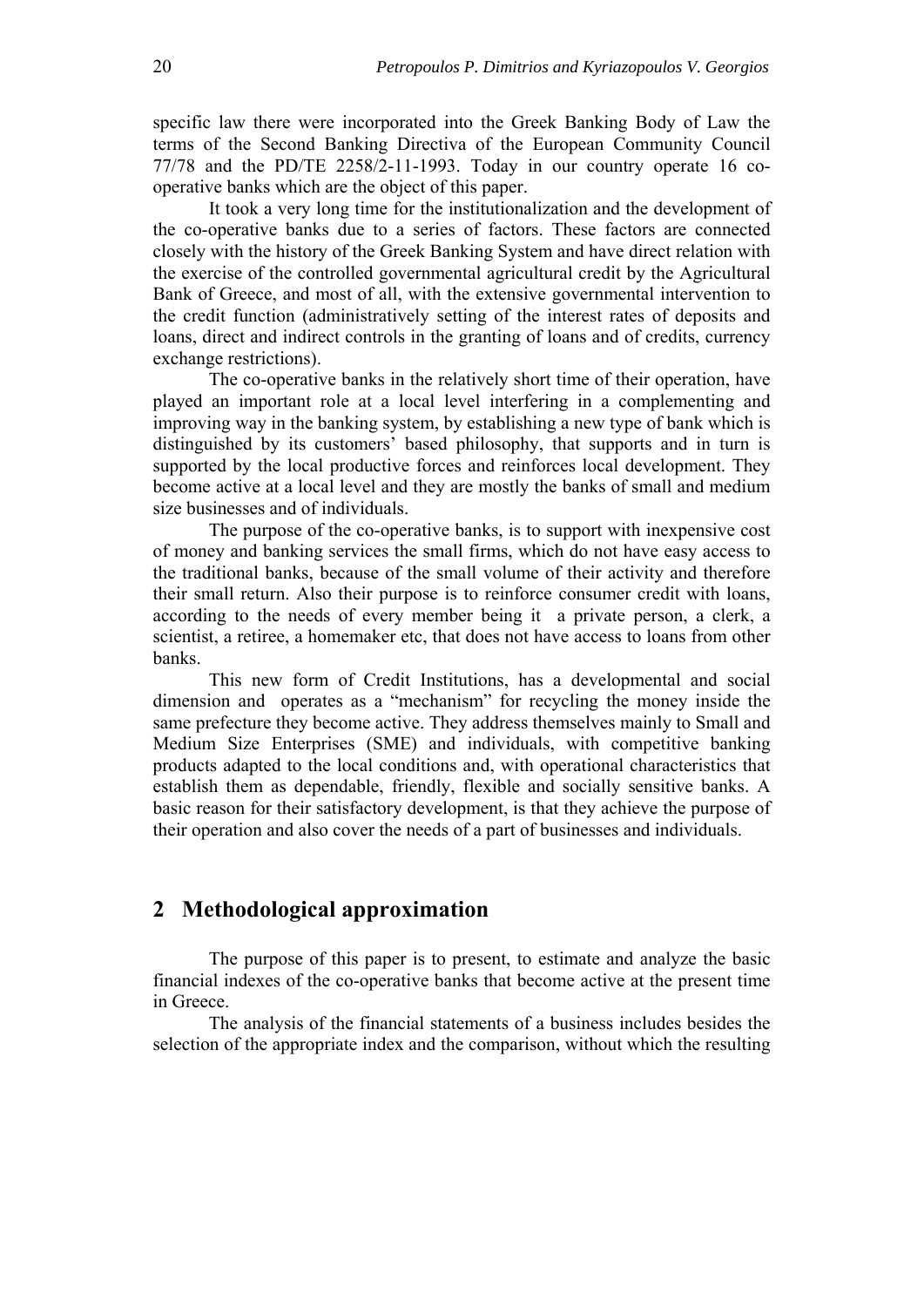specific law there were incorporated into the Greek Banking Body of Law the terms of the Second Banking Directiva of the European Community Council 77/78 and the PD/TE 2258/2-11-1993. Today in our country operate 16 co-operative banks which are the object of this paper.

It took a very long time for the institutionalization and the development of the co-operative banks due to a series of factors. These factors are connected closely with the history of the Greek Banking System and have direct relation with the exercise of the controlled governmental agricultural credit by the Agricultural Bank of Greece, and most of all, with the extensive governmental intervention to the credit function (administratively setting of the interest rates of deposits and loans, direct and indirect controls in the granting of loans and of credits, currency exchange restrictions).

The co-operative banks in the relatively short time of their operation, have played an important role at a local level interfering in a complementing and improving way in the banking system, by establishing a new type of bank which is distinguished by its customers' based philosophy, that supports and in turn is supported by the local productive forces and reinforces local development. They become active at a local level and they are mostly the banks of small and medium size businesses and of individuals.

The purpose of the co-operative banks, is to support with inexpensive cost of money and banking services the small firms, which do not have easy access to the traditional banks, because of the small volume of their activity and therefore their small return. Also their purpose is to reinforce consumer credit with loans, according to the needs of every member being it a private person, a clerk, a scientist, a retiree, a homemaker etc, that does not have access to loans from other banks.

This new form of Credit Institutions, has a developmental and social dimension and operates as a "mechanism" for recycling the money inside the same prefecture they become active. They address themselves mainly to Small and Medium Size Enterprises (SME) and individuals, with competitive banking products adapted to the local conditions and, with operational characteristics that establish them as dependable, friendly, flexible and socially sensitive banks. A basic reason for their satisfactory development, is that they achieve the purpose of their operation and also cover the needs of a part of businesses and individuals.

## 2 Methodological approximation

The purpose of this paper is to present, to estimate and analyze the basic financial indexes of the co-operative banks that become active at the present time in Greece.

The analysis of the financial statements of a business includes besides the selection of the appropriate index and the comparison, without which the resulting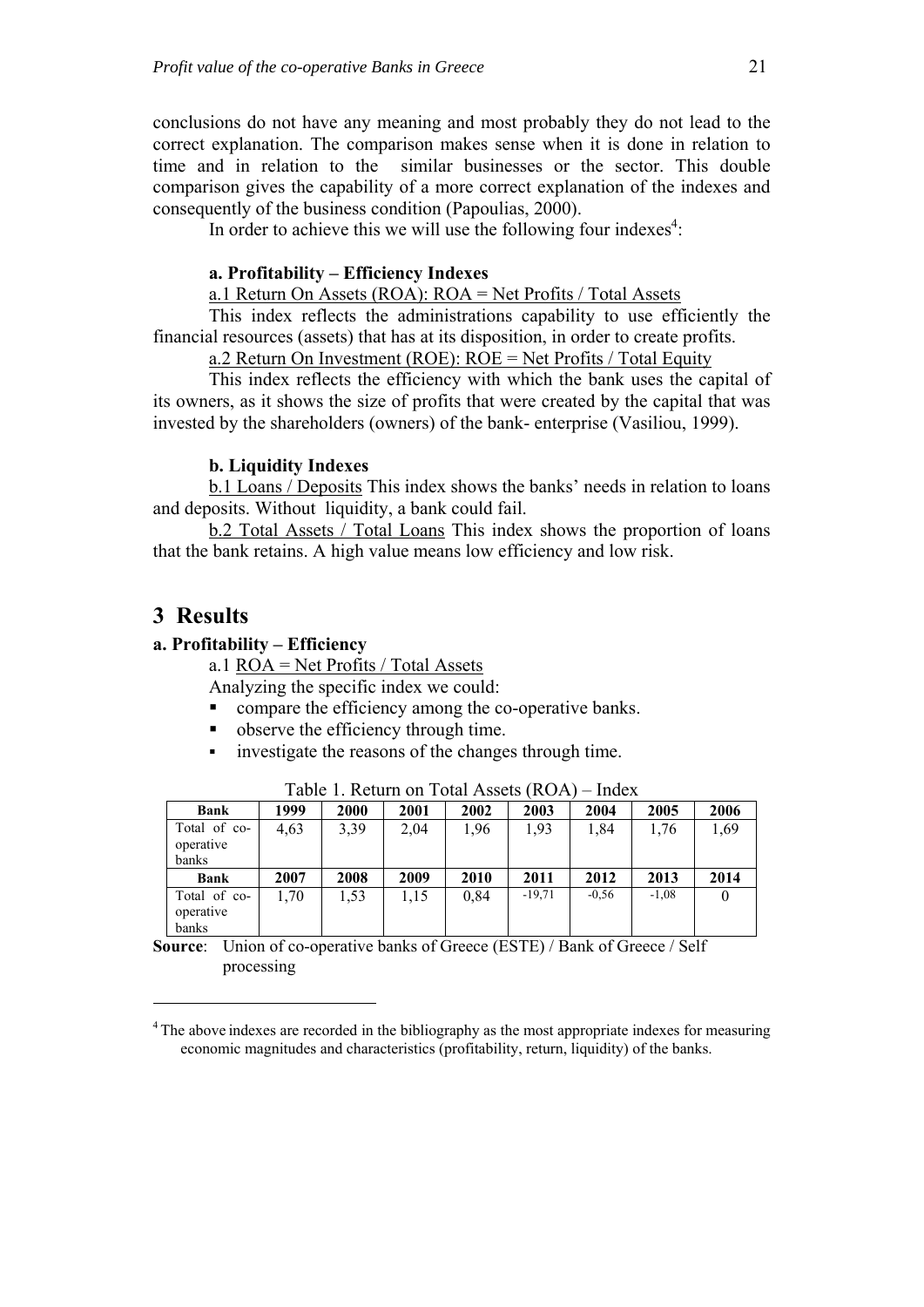conclusions do not have any meaning and most probably they do not lead to the correct explanation. The comparison makes sense when it is done in relation to time and in relation to the similar businesses or the sector. This double comparison gives the capability of a more correct explanation of the indexes and consequently of the business condition (Papoulias, 2000).

In order to achieve this we will use the following four indexes[4]:

**a. Profitability – Efficiency Indexes**

a.1 Return On Assets (ROA): ROA = Net Profits / Total Assets

This index reflects the administrations capability to use efficiently the financial resources (assets) that has at its disposition, in order to create profits.

a.2 Return On Investment (ROE): ROE = Net Profits / Total Equity

This index reflects the efficiency with which the bank uses the capital of its owners, as it shows the size of profits that were created by the capital that was invested by the shareholders (owners) of the bank- enterprise (Vasiliou, 1999).

**b. Liquidity Indexes**

b.1 Loans / Deposits This index shows the banks' needs in relation to loans and deposits. Without liquidity, a bank could fail.

b.2 Total Assets / Total Loans This index shows the proportion of loans that the bank retains. A high value means low efficiency and low risk.

# 3 Results

### a. Profitability – Efficiency

a.1 ROA = Net Profits / Total Assets

Analyzing the specific index we could:

- compare the efficiency among the co-operative banks.
- observe the efficiency through time.
- investigate the reasons of the changes through time.

Table 1. Return on Total Assets (ROA) – Index

| Bank | 1999 | 2000 | 2001 | 2002 | 2003 | 2004 | 2005 | 2006 |
|---|---|---|---|---|---|---|---|---|
| Total of co-operative banks | 4,63 | 3,39 | 2,04 | 1,96 | 1,93 | 1,84 | 1,76 | 1,69 |
| **Bank** | **2007** | **2008** | **2009** | **2010** | **2011** | **2012** | **2013** | **2014** |
| Total of co-operative banks | 1,70 | 1,53 | 1,15 | 0,84 | -19,71 | -0,56 | -1,08 | 0 |

**Source**: Union of co-operative banks of Greece (ESTE) / Bank of Greece / Self processing

[4] The above indexes are recorded in the bibliography as the most appropriate indexes for measuring economic magnitudes and characteristics (profitability, return, liquidity) of the banks.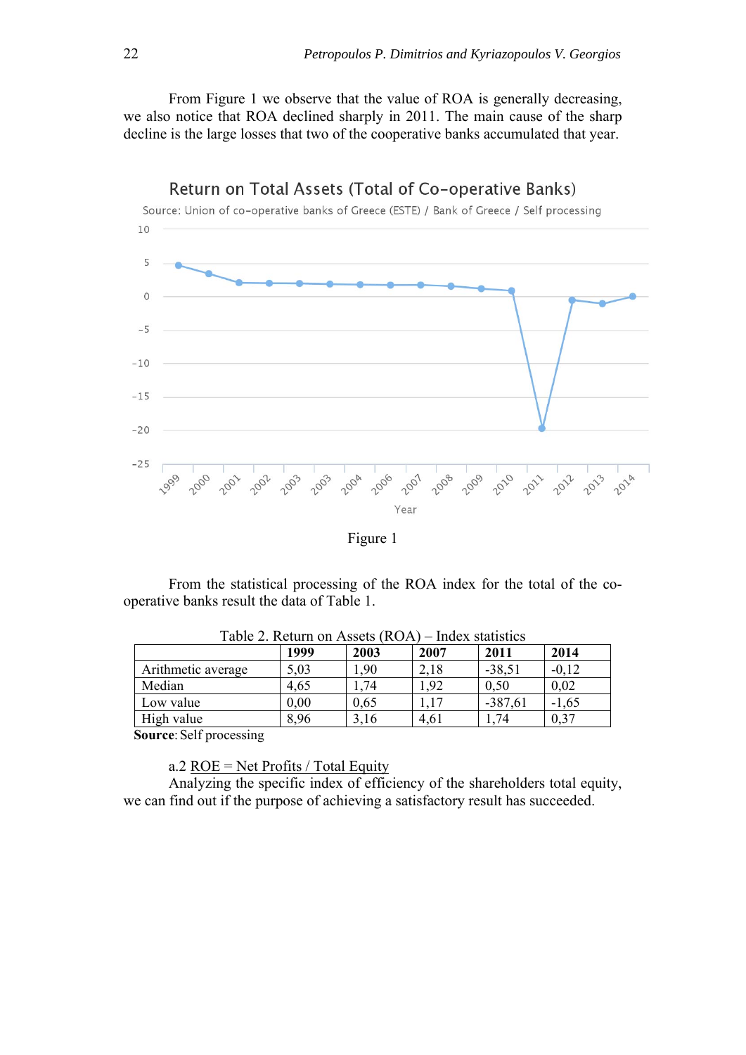From Figure 1 we observe that the value of ROA is generally decreasing, we also notice that ROA declined sharply in 2011. The main cause of the sharp decline is the large losses that two of the cooperative banks accumulated that year.

Figure 1

From the statistical processing of the ROA index for the total of the co-operative banks result the data of Table 1.

Table 2. Return on Assets (ROA) – Index statistics

| | 1999 | 2003 | 2007 | 2011 | 2014 |
|---|---|---|---|---|---|
| Arithmetic average | 5,03 | 1,90 | 2,18 | -38,51 | -0,12 |
| Median | 4,65 | 1,74 | 1,92 | 0,50 | 0,02 |
| Low value | 0,00 | 0,65 | 1,17 | -387,61 | -1,65 |
| High value | 8,96 | 3,16 | 4,61 | 1,74 | 0,37 |

**Source**: Self processing

a.2 ROE = Net Profits / Total Equity

Analyzing the specific index of efficiency of the shareholders total equity, we can find out if the purpose of achieving a satisfactory result has succeeded.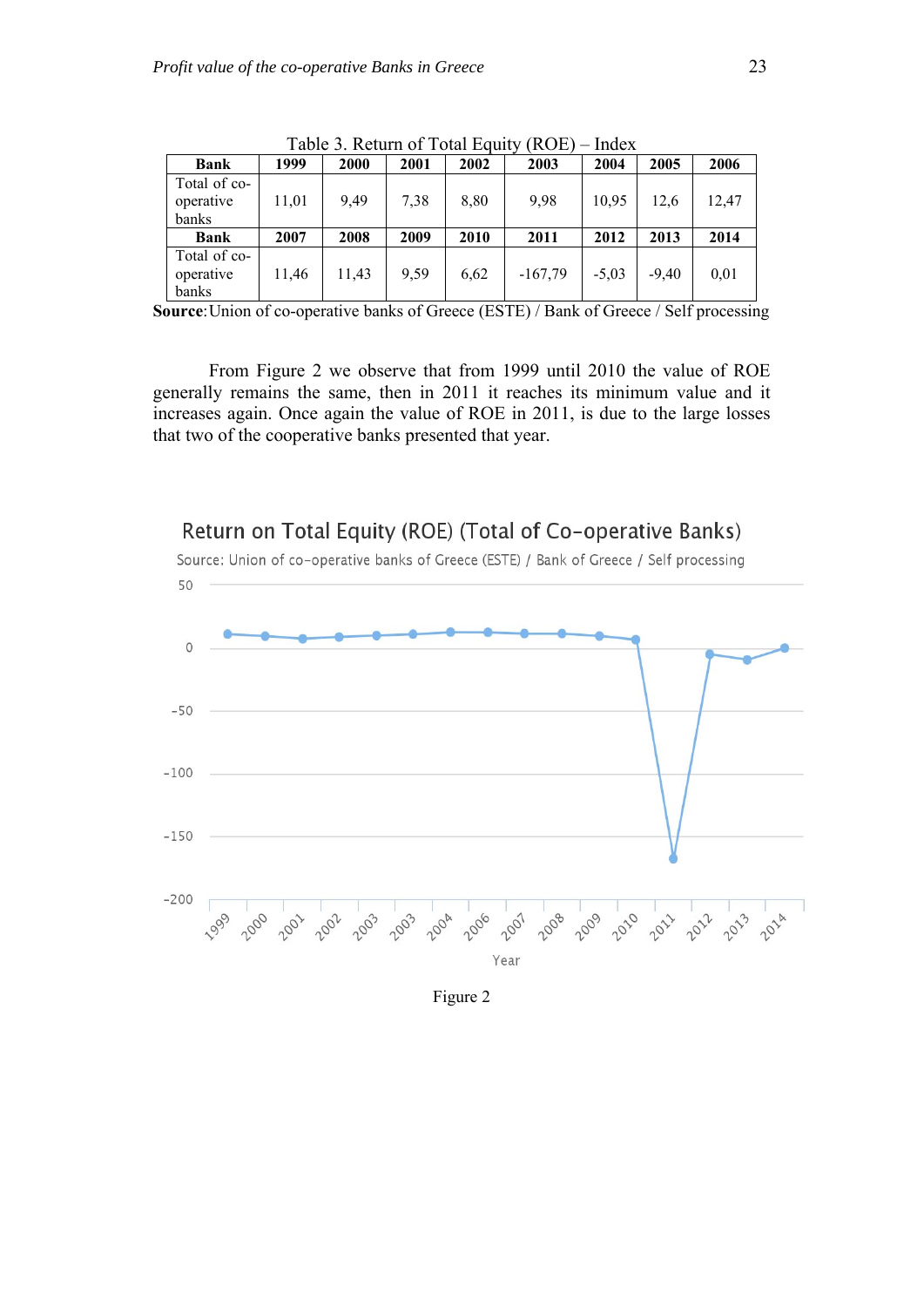Table 3. Return of Total Equity (ROE) – Index

| Bank | 1999 | 2000 | 2001 | 2002 | 2003 | 2004 | 2005 | 2006 |
|---|---|---|---|---|---|---|---|---|
| Total of co-operative banks | 11,01 | 9,49 | 7,38 | 8,80 | 9,98 | 10,95 | 12,6 | 12,47 |
| **Bank** | **2007** | **2008** | **2009** | **2010** | **2011** | **2012** | **2013** | **2014** |
| Total of co-operative banks | 11,46 | 11,43 | 9,59 | 6,62 | -167,79 | -5,03 | -9,40 | 0,01 |

**Source**:Union of co-operative banks of Greece (ESTE) / Bank of Greece / Self processing

From Figure 2 we observe that from 1999 until 2010 the value of ROE generally remains the same, then in 2011 it reaches its minimum value and it increases again. Once again the value of ROE in 2011, is due to the large losses that two of the cooperative banks presented that year.

Return on Total Equity (ROE) (Total of Co-operative Banks)

Source: Union of co-operative banks of Greece (ESTE) / Bank of Greece / Self processing

Figure 2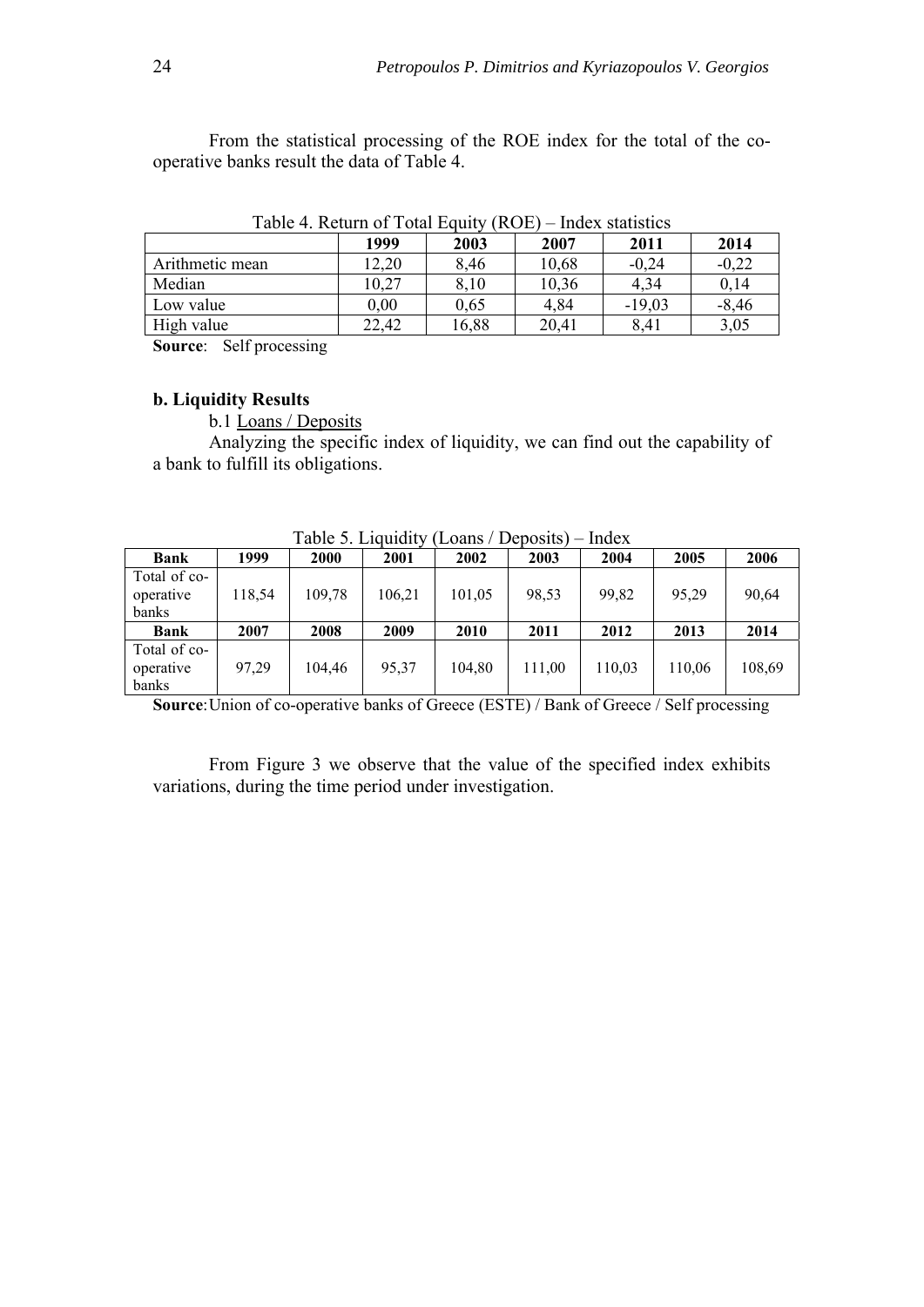From the statistical processing of the ROE index for the total of the co-operative banks result the data of Table 4.

Table 4. Return of Total Equity (ROE) – Index statistics

| | 1999 | 2003 | 2007 | 2011 | 2014 |
|---|---|---|---|---|---|
| Arithmetic mean | 12,20 | 8,46 | 10,68 | -0,24 | -0,22 |
| Median | 10,27 | 8,10 | 10,36 | 4,34 | 0,14 |
| Low value | 0,00 | 0,65 | 4,84 | -19,03 | -8,46 |
| High value | 22,42 | 16,88 | 20,41 | 8,41 | 3,05 |

**Source**: Self processing

**b. Liquidity Results**

b.1 Loans / Deposits

Analyzing the specific index of liquidity, we can find out the capability of a bank to fulfill its obligations.

Table 5. Liquidity (Loans / Deposits) – Index

| Bank | 1999 | 2000 | 2001 | 2002 | 2003 | 2004 | 2005 | 2006 |
|---|---|---|---|---|---|---|---|---|
| Total of co-operative banks | 118,54 | 109,78 | 106,21 | 101,05 | 98,53 | 99,82 | 95,29 | 90,64 |
| **Bank** | **2007** | **2008** | **2009** | **2010** | **2011** | **2012** | **2013** | **2014** |
| Total of co-operative banks | 97,29 | 104,46 | 95,37 | 104,80 | 111,00 | 110,03 | 110,06 | 108,69 |

**Source**: Union of co-operative banks of Greece (ESTE) / Bank of Greece / Self processing

From Figure 3 we observe that the value of the specified index exhibits variations, during the time period under investigation.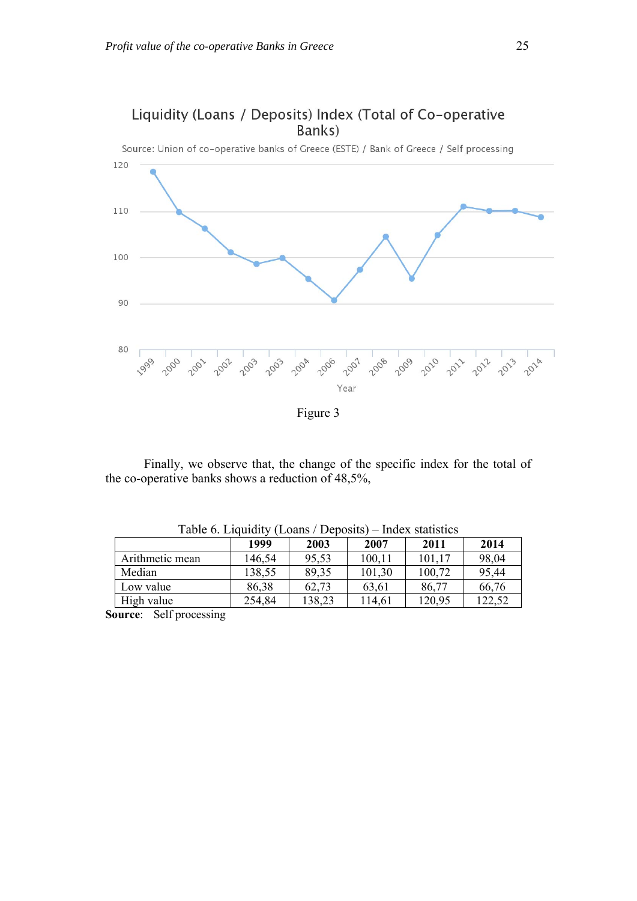Figure 3

Finally, we observe that, the change of the specific index for the total of the co-operative banks shows a reduction of 48,5%,

Table 6. Liquidity (Loans / Deposits) – Index statistics

| | 1999 | 2003 | 2007 | 2011 | 2014 |
|---|---|---|---|---|---|
| Arithmetic mean | 146,54 | 95,53 | 100,11 | 101,17 | 98,04 |
| Median | 138,55 | 89,35 | 101,30 | 100,72 | 95,44 |
| Low value | 86,38 | 62,73 | 63,61 | 86,77 | 66,76 |
| High value | 254,84 | 138,23 | 114,61 | 120,95 | 122,52 |

**Source**: Self processing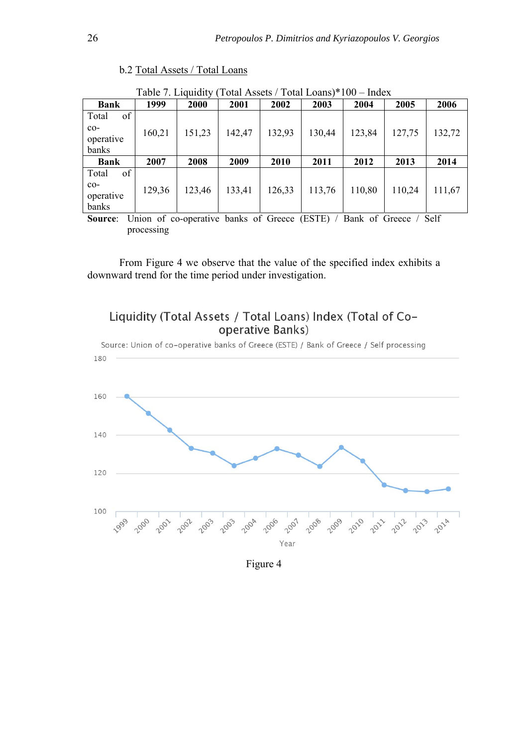b.2 Total Assets / Total Loans

Table 7. Liquidity (Total Assets / Total Loans)*100 – Index

| Bank | 1999 | 2000 | 2001 | 2002 | 2003 | 2004 | 2005 | 2006 |
|---|---|---|---|---|---|---|---|---|
| Total of co-operative banks | 160,21 | 151,23 | 142,47 | 132,93 | 130,44 | 123,84 | 127,75 | 132,72 |
| **Bank** | **2007** | **2008** | **2009** | **2010** | **2011** | **2012** | **2013** | **2014** |
| Total of co-operative banks | 129,36 | 123,46 | 133,41 | 126,33 | 113,76 | 110,80 | 110,24 | 111,67 |

**Source**: Union of co-operative banks of Greece (ESTE) / Bank of Greece / Self processing

From Figure 4 we observe that the value of the specified index exhibits a downward trend for the time period under investigation.

Figure 4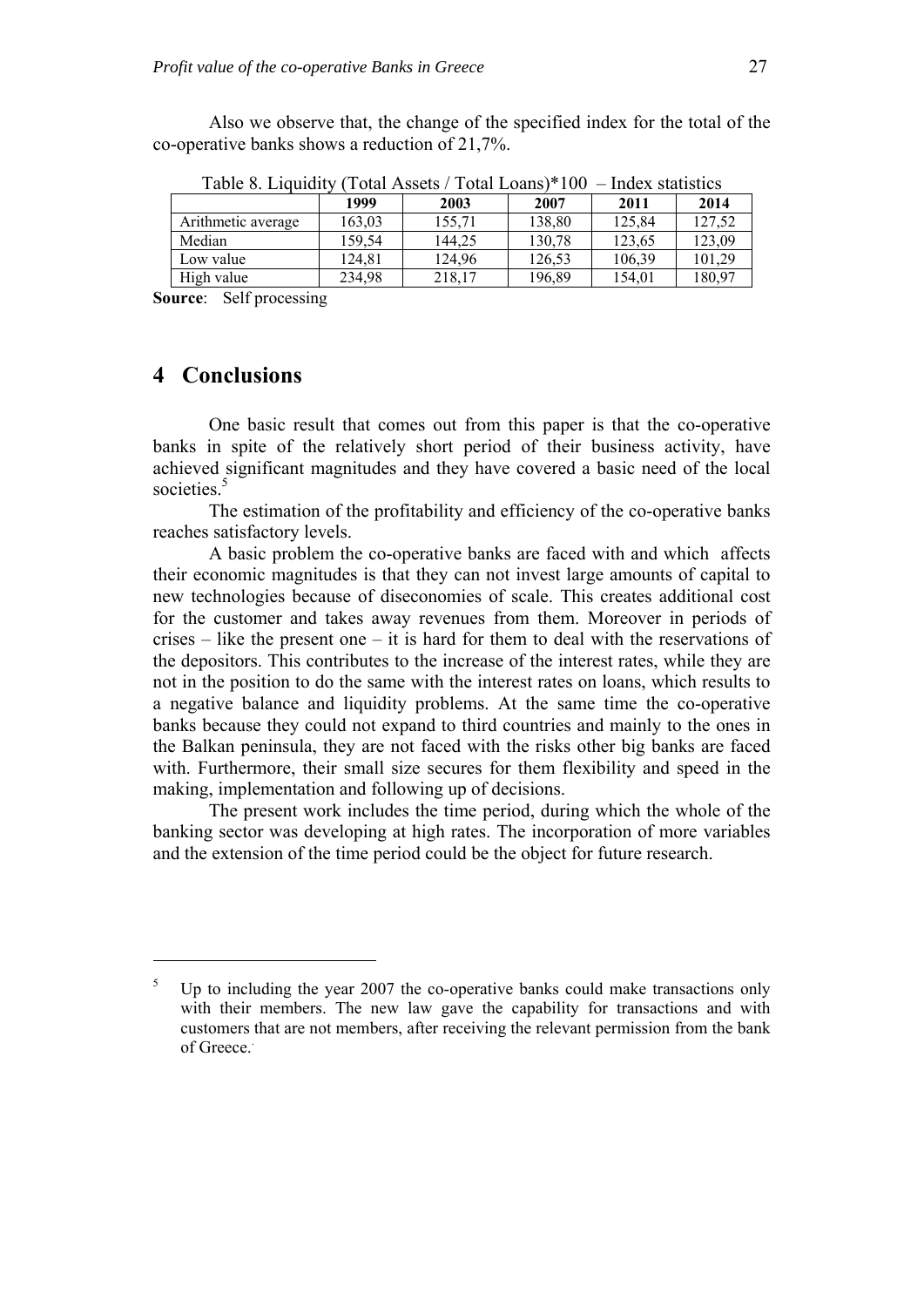Also we observe that, the change of the specified index for the total of the co-operative banks shows a reduction of 21,7%.

Table 8. Liquidity (Total Assets / Total Loans)*100 – Index statistics

| | 1999 | 2003 | 2007 | 2011 | 2014 |
|---|---|---|---|---|---|
| Arithmetic average | 163,03 | 155,71 | 138,80 | 125,84 | 127,52 |
| Median | 159,54 | 144,25 | 130,78 | 123,65 | 123,09 |
| Low value | 124,81 | 124,96 | 126,53 | 106,39 | 101,29 |
| High value | 234,98 | 218,17 | 196,89 | 154,01 | 180,97 |

**Source**: Self processing

## 4 Conclusions

One basic result that comes out from this paper is that the co-operative banks in spite of the relatively short period of their business activity, have achieved significant magnitudes and they have covered a basic need of the local societies.[5]

The estimation of the profitability and efficiency of the co-operative banks reaches satisfactory levels.

A basic problem the co-operative banks are faced with and which affects their economic magnitudes is that they can not invest large amounts of capital to new technologies because of diseconomies of scale. This creates additional cost for the customer and takes away revenues from them. Moreover in periods of crises – like the present one – it is hard for them to deal with the reservations of the depositors. This contributes to the increase of the interest rates, while they are not in the position to do the same with the interest rates on loans, which results to a negative balance and liquidity problems. At the same time the co-operative banks because they could not expand to third countries and mainly to the ones in the Balkan peninsula, they are not faced with the risks other big banks are faced with. Furthermore, their small size secures for them flexibility and speed in the making, implementation and following up of decisions.

The present work includes the time period, during which the whole of the banking sector was developing at high rates. The incorporation of more variables and the extension of the time period could be the object for future research.

---

[5] Up to including the year 2007 the co-operative banks could make transactions only with their members. The new law gave the capability for transactions and with customers that are not members, after receiving the relevant permission from the bank of Greece.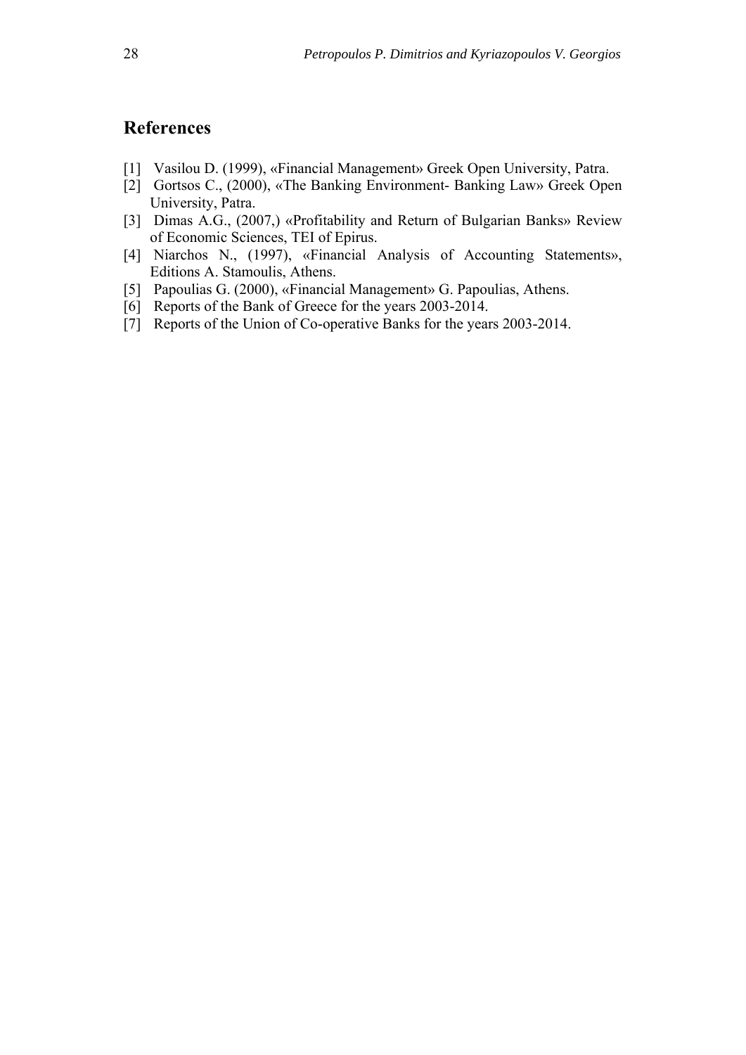## References

[1] Vasilou D. (1999), «Financial Management» Greek Open University, Patra.
[2] Gortsos C., (2000), «The Banking Environment- Banking Law» Greek Open University, Patra.
[3] Dimas A.G., (2007,) «Profitability and Return of Bulgarian Banks» Review of Economic Sciences, TEI of Epirus.
[4] Niarchos N., (1997), «Financial Analysis of Accounting Statements», Editions A. Stamoulis, Athens.
[5] Papoulias G. (2000), «Financial Management» G. Papoulias, Athens.
[6] Reports of the Bank of Greece for the years 2003-2014.
[7] Reports of the Union of Co-operative Banks for the years 2003-2014.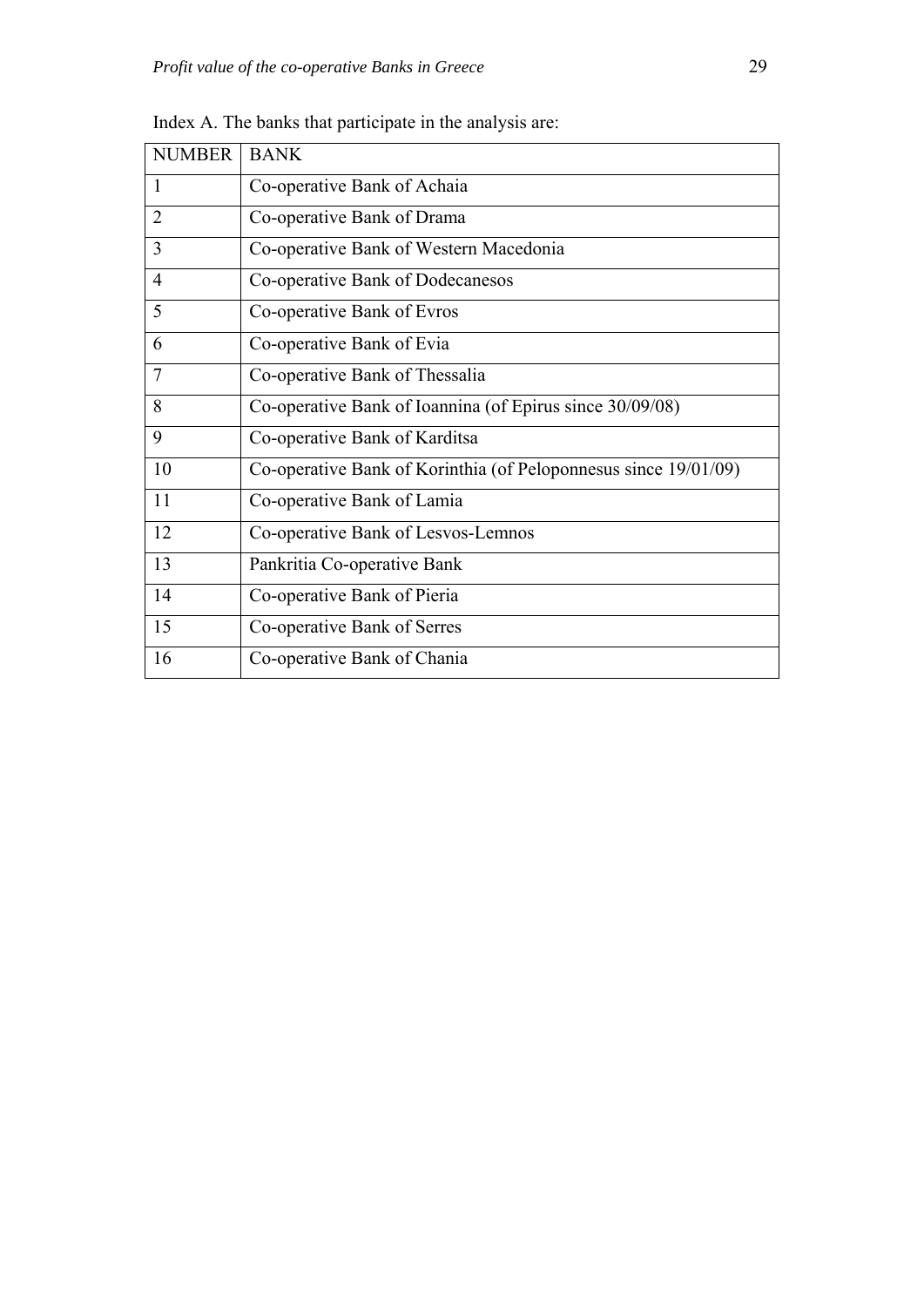Index A. The banks that participate in the analysis are:

| NUMBER | BANK |
|---|---|
| 1 | Co-operative Bank of Achaia |
| 2 | Co-operative Bank of Drama |
| 3 | Co-operative Bank of Western Macedonia |
| 4 | Co-operative Bank of Dodecanesos |
| 5 | Co-operative Bank of Evros |
| 6 | Co-operative Bank of Evia |
| 7 | Co-operative Bank of Thessalia |
| 8 | Co-operative Bank of Ioannina (of Epirus since 30/09/08) |
| 9 | Co-operative Bank of Karditsa |
| 10 | Co-operative Bank of Korinthia (of Peloponnesus since 19/01/09) |
| 11 | Co-operative Bank of Lamia |
| 12 | Co-operative Bank of Lesvos-Lemnos |
| 13 | Pankritia Co-operative Bank |
| 14 | Co-operative Bank of Pieria |
| 15 | Co-operative Bank of Serres |
| 16 | Co-operative Bank of Chania |